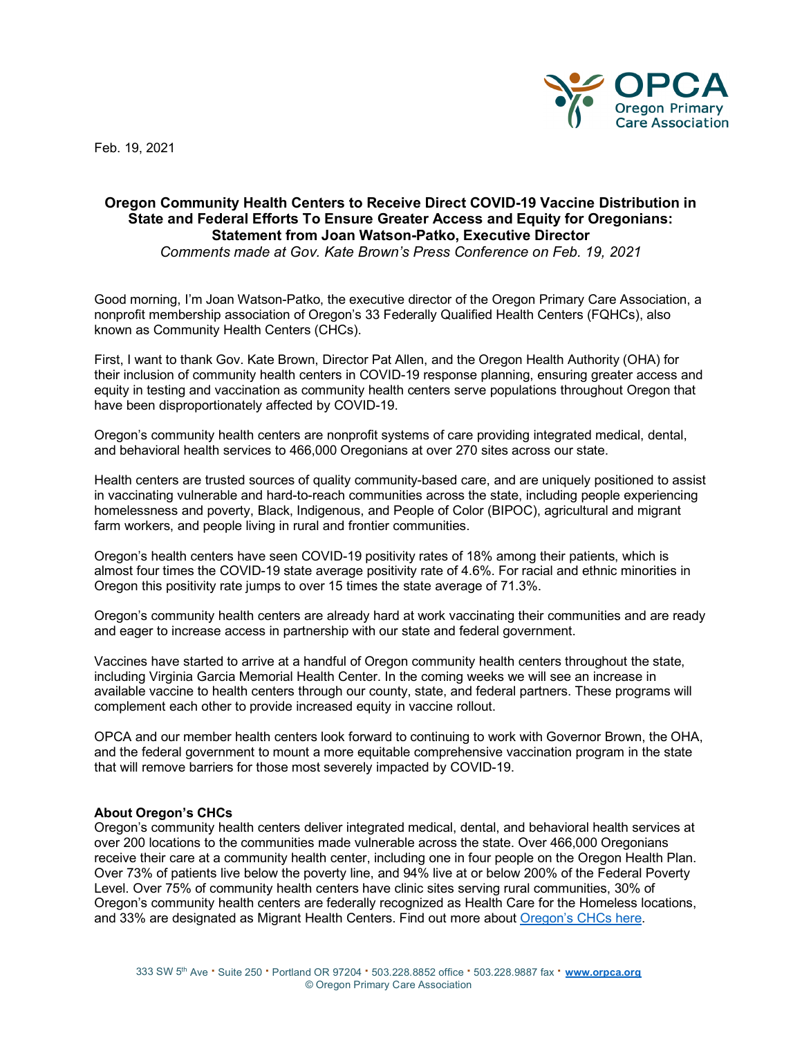Feb. 19, 2021

**Oregon Community Health Centers to Receive Direct COVID-19 Vaccine Distribution in State and Federal Efforts To Ensure Greater Access and Equity for Oregonians: Statement from Joan Watson-Patko, Executive Director**

*Comments made at Gov. Kate Brown's Press Conference on Feb. 19, 2021*

Good morning, I'm Joan Watson-Patko, the executive director of the Oregon Primary Care Association, a nonprofit membership association of Oregon's 33 Federally Qualified Health Centers (FQHCs), also known as Community Health Centers (CHCs).

First, I want to thank Gov. Kate Brown, Director Pat Allen, and the Oregon Health Authority (OHA) for their inclusion of community health centers in COVID-19 response planning, ensuring greater access and equity in testing and vaccination as community health centers serve populations throughout Oregon that have been disproportionately affected by COVID-19.

Oregon's community health centers are nonprofit systems of care providing integrated medical, dental, and behavioral health services to 466,000 Oregonians at over 270 sites across our state.

Health centers are trusted sources of quality community-based care, and are uniquely positioned to assist in vaccinating vulnerable and hard-to-reach communities across the state, including people experiencing homelessness and poverty, Black, Indigenous, and People of Color (BIPOC), agricultural and migrant farm workers, and people living in rural and frontier communities.

Oregon's health centers have seen COVID-19 positivity rates of 18% among their patients, which is almost four times the COVID-19 state average positivity rate of 4.6%. For racial and ethnic minorities in Oregon this positivity rate jumps to over 15 times the state average of 71.3%.

Oregon's community health centers are already hard at work vaccinating their communities and are ready and eager to increase access in partnership with our state and federal government.

Vaccines have started to arrive at a handful of Oregon community health centers throughout the state, including Virginia Garcia Memorial Health Center. In the coming weeks we will see an increase in available vaccine to health centers through our county, state, and federal partners. These programs will complement each other to provide increased equity in vaccine rollout.

OPCA and our member health centers look forward to continuing to work with Governor Brown, the OHA, and the federal government to mount a more equitable comprehensive vaccination program in the state that will remove barriers for those most severely impacted by COVID-19.

**About Oregon's CHCs**

Oregon's community health centers deliver integrated medical, dental, and behavioral health services at over 200 locations to the communities made vulnerable across the state. Over 466,000 Oregonians receive their care at a community health center, including one in four people on the Oregon Health Plan. Over 73% of patients live below the poverty line, and 94% live at or below 200% of the Federal Poverty Level. Over 75% of community health centers have clinic sites serving rural communities, 30% of Oregon's community health centers are federally recognized as Health Care for the Homeless locations, and 33% are designated as Migrant Health Centers. Find out more about Oregon's CHCs here.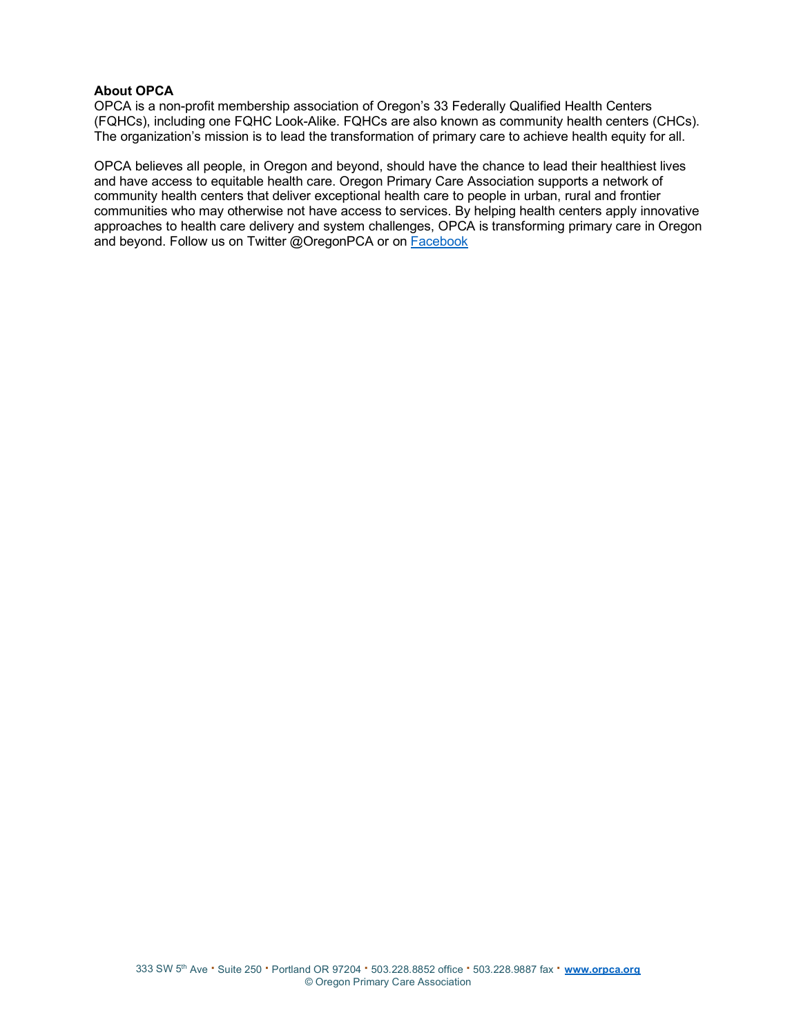**About OPCA**

OPCA is a non-profit membership association of Oregon's 33 Federally Qualified Health Centers (FQHCs), including one FQHC Look-Alike. FQHCs are also known as community health centers (CHCs). The organization's mission is to lead the transformation of primary care to achieve health equity for all.

OPCA believes all people, in Oregon and beyond, should have the chance to lead their healthiest lives and have access to equitable health care. Oregon Primary Care Association supports a network of community health centers that deliver exceptional health care to people in urban, rural and frontier communities who may otherwise not have access to services. By helping health centers apply innovative approaches to health care delivery and system challenges, OPCA is transforming primary care in Oregon and beyond. Follow us on Twitter @OregonPCA or on Facebook